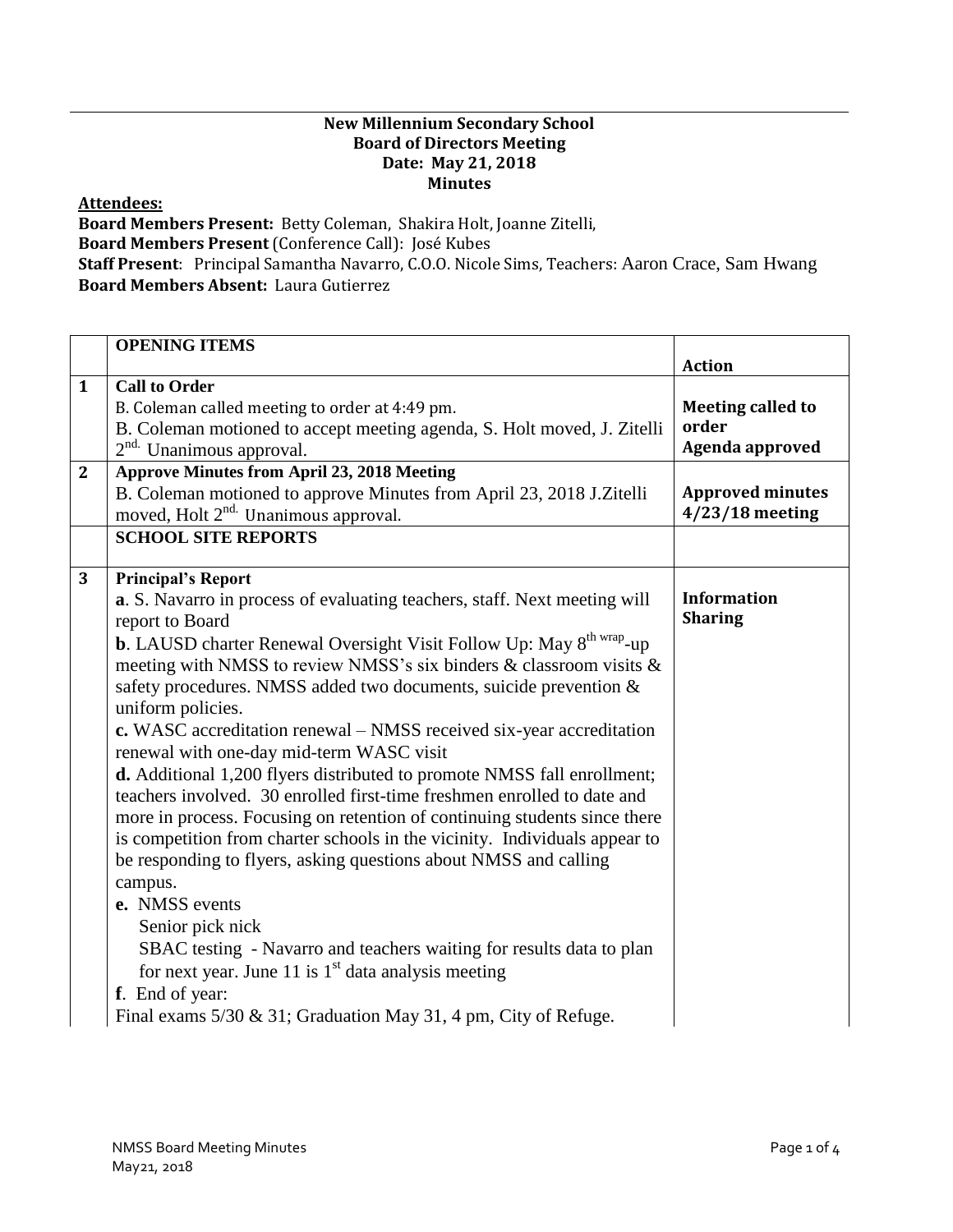**New Millennium Secondary School**
**Board of Directors Meeting**
**Date: May 21, 2018**
**Minutes**

**Attendees:**

**Board Members Present:** Betty Coleman, Shakira Holt, Joanne Zitelli,
**Board Members Present** (Conference Call): José Kubes
**Staff Present**: Principal Samantha Navarro, C.O.O. Nicole Sims, Teachers: Aaron Crace, Sam Hwang
**Board Members Absent:** Laura Gutierrez

| | **OPENING ITEMS** | **Action** |
|---|---|---|
| **1** | **Call to Order**<br>B. Coleman called meeting to order at 4:49 pm.<br>B. Coleman motioned to accept meeting agenda, S. Holt moved, J. Zitelli 2nd. Unanimous approval. | **Meeting called to order**<br>**Agenda approved** |
| **2** | **Approve Minutes from April 23, 2018 Meeting**<br>B. Coleman motioned to approve Minutes from April 23, 2018 J.Zitelli moved, Holt 2nd. Unanimous approval. | **Approved minutes 4/23/18 meeting** |
| | **SCHOOL SITE REPORTS** | |
| **3** | **Principal's Report**<br>**a**. S. Navarro in process of evaluating teachers, staff. Next meeting will report to Board<br>**b**. LAUSD charter Renewal Oversight Visit Follow Up: May 8th wrap-up meeting with NMSS to review NMSS's six binders & classroom visits & safety procedures. NMSS added two documents, suicide prevention & uniform policies.<br>**c.** WASC accreditation renewal – NMSS received six-year accreditation renewal with one-day mid-term WASC visit<br>**d.** Additional 1,200 flyers distributed to promote NMSS fall enrollment; teachers involved. 30 enrolled first-time freshmen enrolled to date and more in process. Focusing on retention of continuing students since there is competition from charter schools in the vicinity. Individuals appear to be responding to flyers, asking questions about NMSS and calling campus.<br>**e.** NMSS events<br>Senior pick nick<br>SBAC testing - Navarro and teachers waiting for results data to plan for next year. June 11 is 1st data analysis meeting<br>**f**. End of year:<br>Final exams 5/30 & 31; Graduation May 31, 4 pm, City of Refuge. | **Information Sharing** |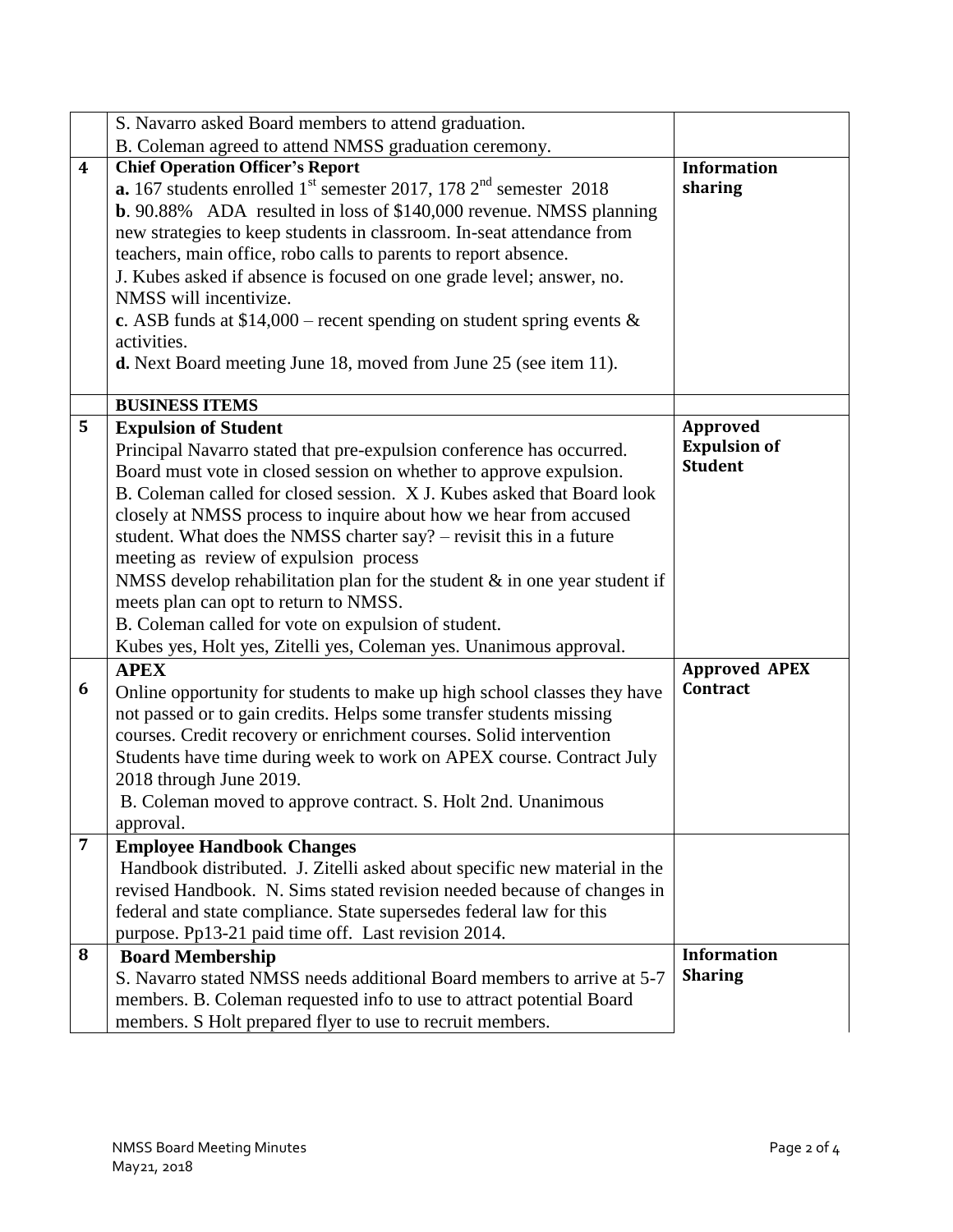| | | |
|---|---|---|
| | S. Navarro asked Board members to attend graduation.<br>B. Coleman agreed to attend NMSS graduation ceremony. | |
| **4** | **Chief Operation Officer's Report**<br>**a.** 167 students enrolled 1st semester 2017, 178 2nd semester 2018<br>**b**. 90.88% ADA resulted in loss of $140,000 revenue. NMSS planning new strategies to keep students in classroom. In-seat attendance from teachers, main office, robo calls to parents to report absence.<br>J. Kubes asked if absence is focused on one grade level; answer, no. NMSS will incentivize.<br>**c**. ASB funds at $14,000 – recent spending on student spring events & activities.<br>**d.** Next Board meeting June 18, moved from June 25 (see item 11). | **Information sharing** |
| | **BUSINESS ITEMS** | |
| **5** | **Expulsion of Student**<br>Principal Navarro stated that pre-expulsion conference has occurred. Board must vote in closed session on whether to approve expulsion.<br>B. Coleman called for closed session. X J. Kubes asked that Board look closely at NMSS process to inquire about how we hear from accused student. What does the NMSS charter say? – revisit this in a future meeting as review of expulsion process<br>NMSS develop rehabilitation plan for the student & in one year student if meets plan can opt to return to NMSS.<br>B. Coleman called for vote on expulsion of student.<br>Kubes yes, Holt yes, Zitelli yes, Coleman yes. Unanimous approval. | **Approved Expulsion of Student** |
| **6** | **APEX**<br>Online opportunity for students to make up high school classes they have not passed or to gain credits. Helps some transfer students missing courses. Credit recovery or enrichment courses. Solid intervention Students have time during week to work on APEX course. Contract July 2018 through June 2019.<br>B. Coleman moved to approve contract. S. Holt 2nd. Unanimous approval. | **Approved APEX Contract** |
| **7** | **Employee Handbook Changes**<br>Handbook distributed. J. Zitelli asked about specific new material in the revised Handbook. N. Sims stated revision needed because of changes in federal and state compliance. State supersedes federal law for this purpose. Pp13-21 paid time off. Last revision 2014. | |
| **8** | **Board Membership**<br>S. Navarro stated NMSS needs additional Board members to arrive at 5-7 members. B. Coleman requested info to use to attract potential Board members. S Holt prepared flyer to use to recruit members. | **Information Sharing** |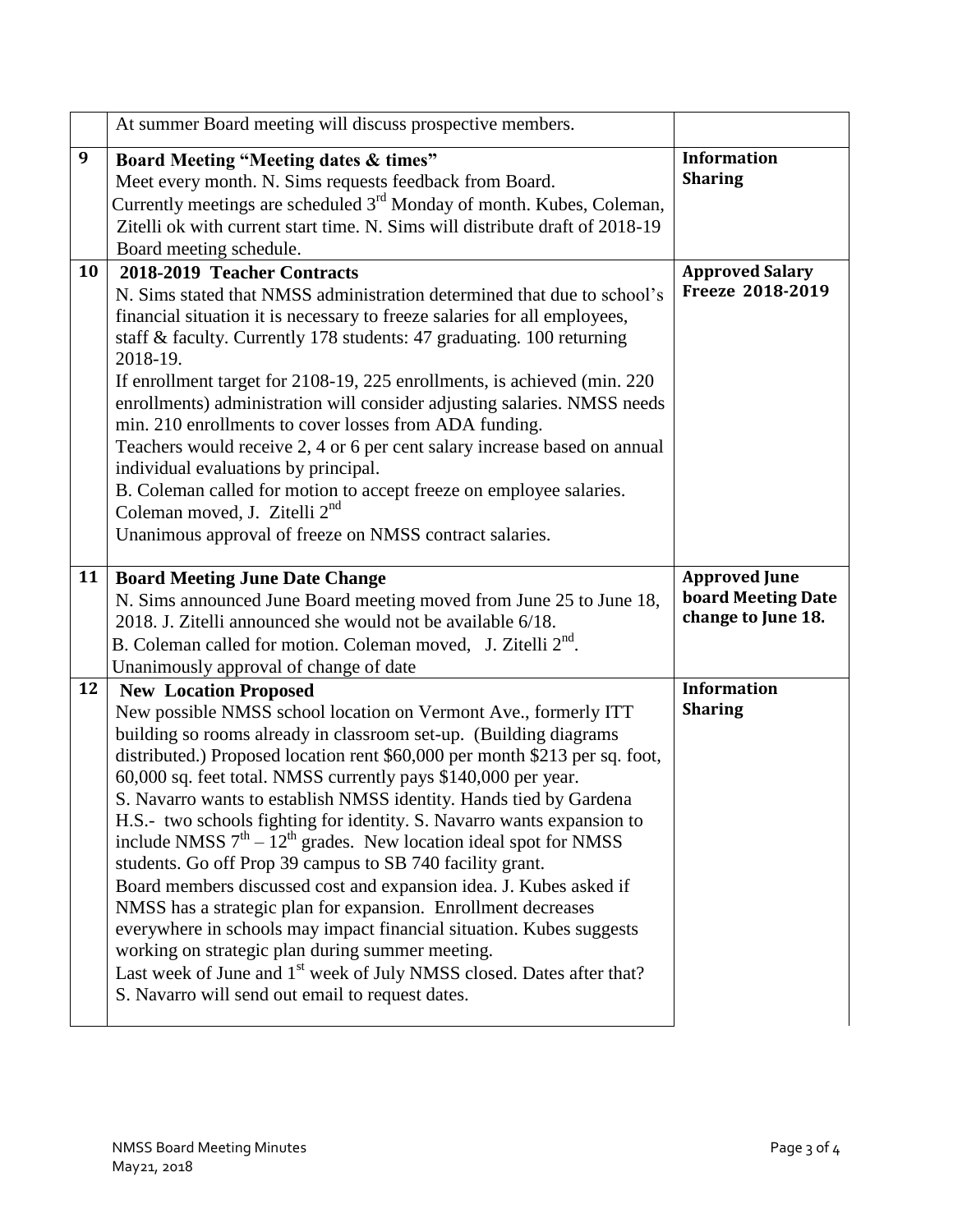| | | |
|---|---|---|
| | At summer Board meeting will discuss prospective members. | |
| **9** | **Board Meeting "Meeting dates & times"**<br>Meet every month. N. Sims requests feedback from Board.<br>Currently meetings are scheduled 3rd Monday of month. Kubes, Coleman, Zitelli ok with current start time. N. Sims will distribute draft of 2018-19 Board meeting schedule. | **Information Sharing** |
| **10** | **2018-2019 Teacher Contracts**<br>N. Sims stated that NMSS administration determined that due to school's financial situation it is necessary to freeze salaries for all employees, staff & faculty. Currently 178 students: 47 graduating. 100 returning 2018-19.<br>If enrollment target for 2108-19, 225 enrollments, is achieved (min. 220 enrollments) administration will consider adjusting salaries. NMSS needs min. 210 enrollments to cover losses from ADA funding.<br>Teachers would receive 2, 4 or 6 per cent salary increase based on annual individual evaluations by principal.<br>B. Coleman called for motion to accept freeze on employee salaries.<br>Coleman moved, J. Zitelli 2nd<br>Unanimous approval of freeze on NMSS contract salaries. | **Approved Salary Freeze 2018-2019** |
| **11** | **Board Meeting June Date Change**<br>N. Sims announced June Board meeting moved from June 25 to June 18, 2018. J. Zitelli announced she would not be available 6/18.<br>B. Coleman called for motion. Coleman moved, J. Zitelli 2nd.<br>Unanimously approval of change of date | **Approved June board Meeting Date change to June 18.** |
| **12** | **New Location Proposed**<br>New possible NMSS school location on Vermont Ave., formerly ITT building so rooms already in classroom set-up. (Building diagrams distributed.) Proposed location rent \$60,000 per month \$213 per sq. foot, 60,000 sq. feet total. NMSS currently pays \$140,000 per year.<br>S. Navarro wants to establish NMSS identity. Hands tied by Gardena H.S.- two schools fighting for identity. S. Navarro wants expansion to include NMSS 7th – 12th grades. New location ideal spot for NMSS students. Go off Prop 39 campus to SB 740 facility grant.<br>Board members discussed cost and expansion idea. J. Kubes asked if NMSS has a strategic plan for expansion. Enrollment decreases everywhere in schools may impact financial situation. Kubes suggests working on strategic plan during summer meeting.<br>Last week of June and 1st week of July NMSS closed. Dates after that? S. Navarro will send out email to request dates. | **Information Sharing** |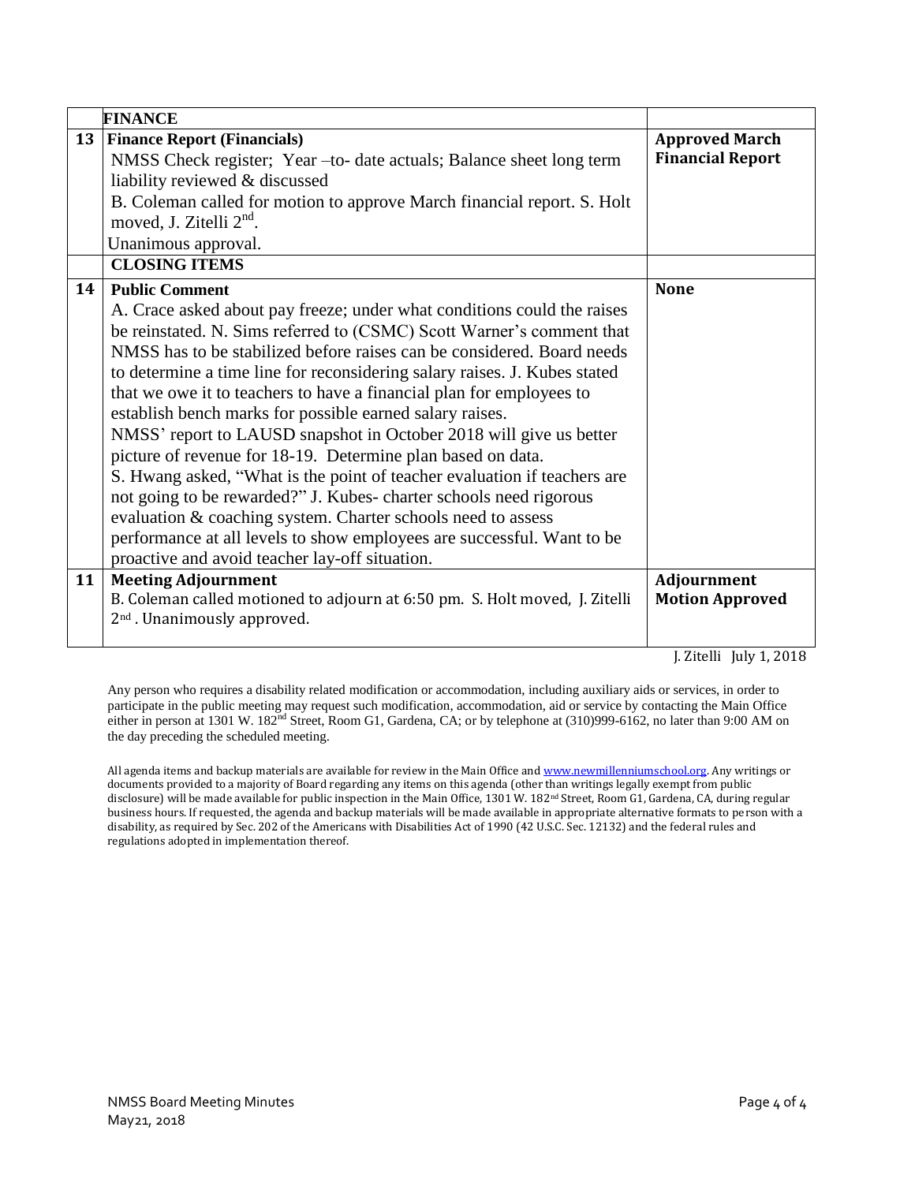| | | |
|---|---|---|
| | **FINANCE** | |
| **13** | **Finance Report (Financials)**<br>NMSS Check register; Year –to- date actuals; Balance sheet long term liability reviewed & discussed<br>B. Coleman called for motion to approve March financial report. S. Holt moved, J. Zitelli 2nd.<br>Unanimous approval. | **Approved March Financial Report** |
| | **CLOSING ITEMS** | |
| **14** | **Public Comment**<br>A. Crace asked about pay freeze; under what conditions could the raises be reinstated. N. Sims referred to (CSMC) Scott Warner's comment that NMSS has to be stabilized before raises can be considered. Board needs to determine a time line for reconsidering salary raises. J. Kubes stated that we owe it to teachers to have a financial plan for employees to establish bench marks for possible earned salary raises.<br>NMSS' report to LAUSD snapshot in October 2018 will give us better picture of revenue for 18-19. Determine plan based on data.<br>S. Hwang asked, "What is the point of teacher evaluation if teachers are not going to be rewarded?" J. Kubes- charter schools need rigorous evaluation & coaching system. Charter schools need to assess performance at all levels to show employees are successful. Want to be proactive and avoid teacher lay-off situation. | **None** |
| **11** | **Meeting Adjournment**<br>B. Coleman called motioned to adjourn at 6:50 pm. S. Holt moved, J. Zitelli 2nd . Unanimously approved. | **Adjournment Motion Approved** |

J. Zitelli July 1, 2018

Any person who requires a disability related modification or accommodation, including auxiliary aids or services, in order to participate in the public meeting may request such modification, accommodation, aid or service by contacting the Main Office either in person at 1301 W. 182nd Street, Room G1, Gardena, CA; or by telephone at (310)999-6162, no later than 9:00 AM on the day preceding the scheduled meeting.

All agenda items and backup materials are available for review in the Main Office and www.newmillenniumschool.org. Any writings or documents provided to a majority of Board regarding any items on this agenda (other than writings legally exempt from public disclosure) will be made available for public inspection in the Main Office, 1301 W. 182nd Street, Room G1, Gardena, CA, during regular business hours. If requested, the agenda and backup materials will be made available in appropriate alternative formats to person with a disability, as required by Sec. 202 of the Americans with Disabilities Act of 1990 (42 U.S.C. Sec. 12132) and the federal rules and regulations adopted in implementation thereof.